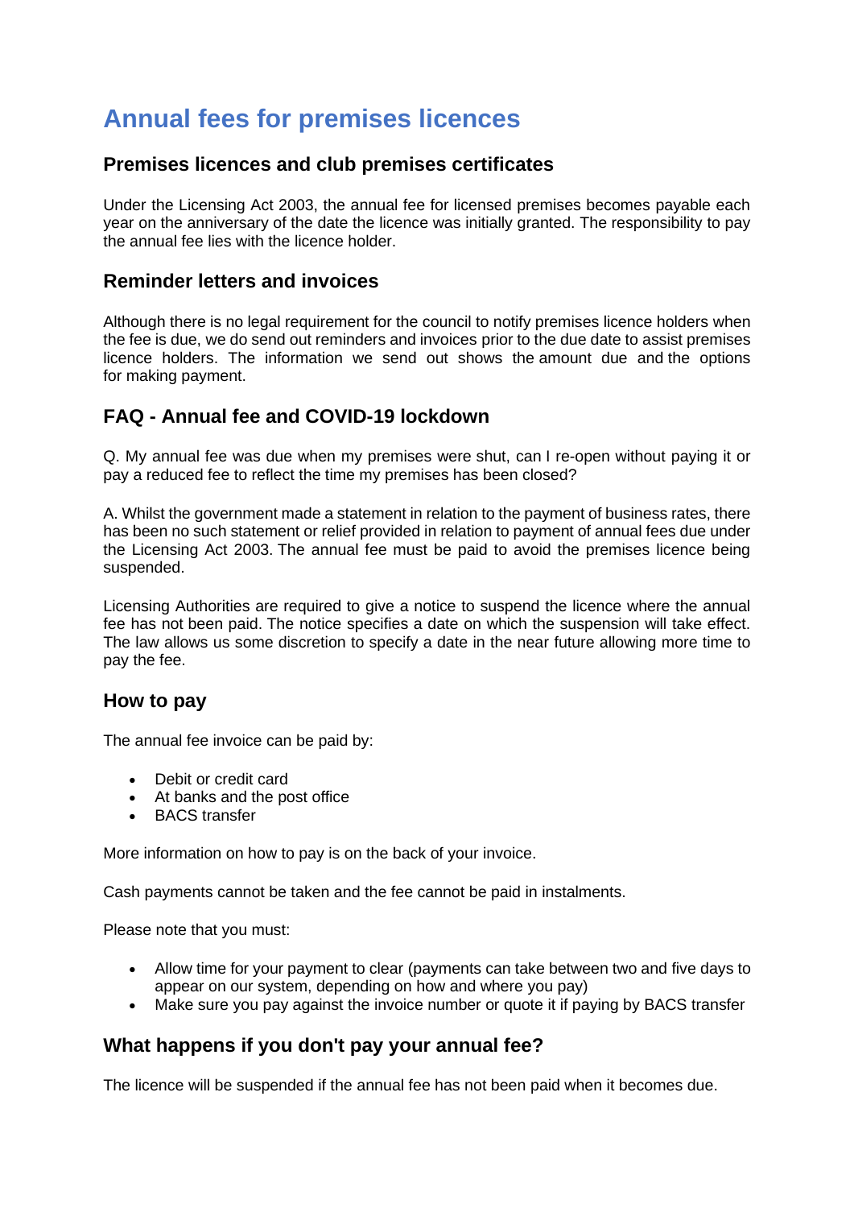# Annual fees for premises licences

## Premises licences and club premises certificates

Under the Licensing Act 2003, the annual fee for licensed premises becomes payable each year on the anniversary of the date the licence was initially granted. The responsibility to pay the annual fee lies with the licence holder.

## Reminder letters and invoices

Although there is no legal requirement for the council to notify premises licence holders when the fee is due, we do send out reminders and invoices prior to the due date to assist premises licence holders. The information we send out shows the amount due and the options for making payment.

## FAQ - Annual fee and COVID-19 lockdown

Q. My annual fee was due when my premises were shut, can I re-open without paying it or pay a reduced fee to reflect the time my premises has been closed?

A. Whilst the government made a statement in relation to the payment of business rates, there has been no such statement or relief provided in relation to payment of annual fees due under the Licensing Act 2003. The annual fee must be paid to avoid the premises licence being suspended.

Licensing Authorities are required to give a notice to suspend the licence where the annual fee has not been paid. The notice specifies a date on which the suspension will take effect. The law allows us some discretion to specify a date in the near future allowing more time to pay the fee.

## How to pay

The annual fee invoice can be paid by:

- Debit or credit card
- At banks and the post office
- BACS transfer

More information on how to pay is on the back of your invoice.

Cash payments cannot be taken and the fee cannot be paid in instalments.

Please note that you must:

- Allow time for your payment to clear (payments can take between two and five days to appear on our system, depending on how and where you pay)
- Make sure you pay against the invoice number or quote it if paying by BACS transfer

## What happens if you don't pay your annual fee?

The licence will be suspended if the annual fee has not been paid when it becomes due.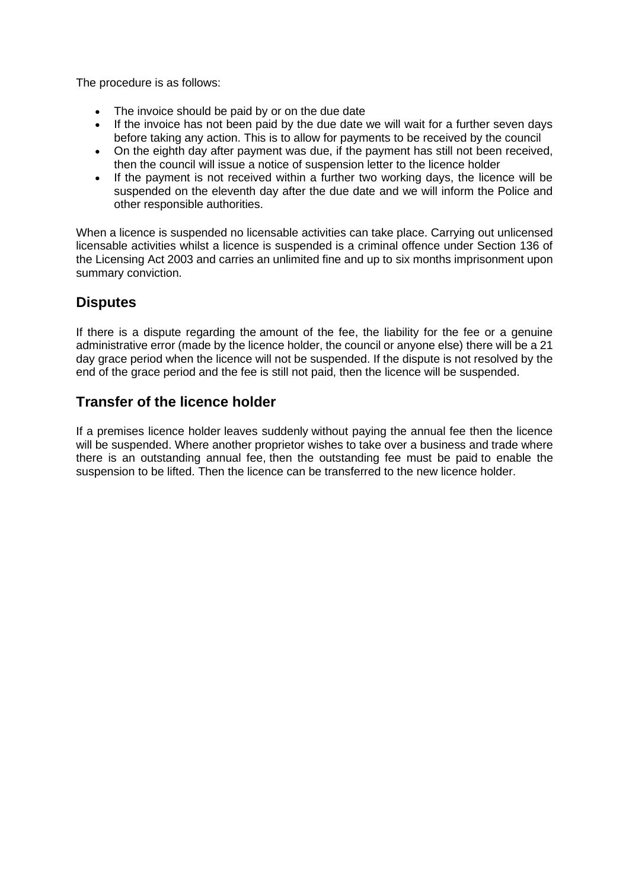The procedure is as follows:

- The invoice should be paid by or on the due date
- If the invoice has not been paid by the due date we will wait for a further seven days before taking any action. This is to allow for payments to be received by the council
- On the eighth day after payment was due, if the payment has still not been received, then the council will issue a notice of suspension letter to the licence holder
- If the payment is not received within a further two working days, the licence will be suspended on the eleventh day after the due date and we will inform the Police and other responsible authorities.

When a licence is suspended no licensable activities can take place. Carrying out unlicensed licensable activities whilst a licence is suspended is a criminal offence under Section 136 of the Licensing Act 2003 and carries an unlimited fine and up to six months imprisonment upon summary conviction.

## Disputes

If there is a dispute regarding the amount of the fee, the liability for the fee or a genuine administrative error (made by the licence holder, the council or anyone else) there will be a 21 day grace period when the licence will not be suspended. If the dispute is not resolved by the end of the grace period and the fee is still not paid, then the licence will be suspended.

## Transfer of the licence holder

If a premises licence holder leaves suddenly without paying the annual fee then the licence will be suspended. Where another proprietor wishes to take over a business and trade where there is an outstanding annual fee, then the outstanding fee must be paid to enable the suspension to be lifted. Then the licence can be transferred to the new licence holder.